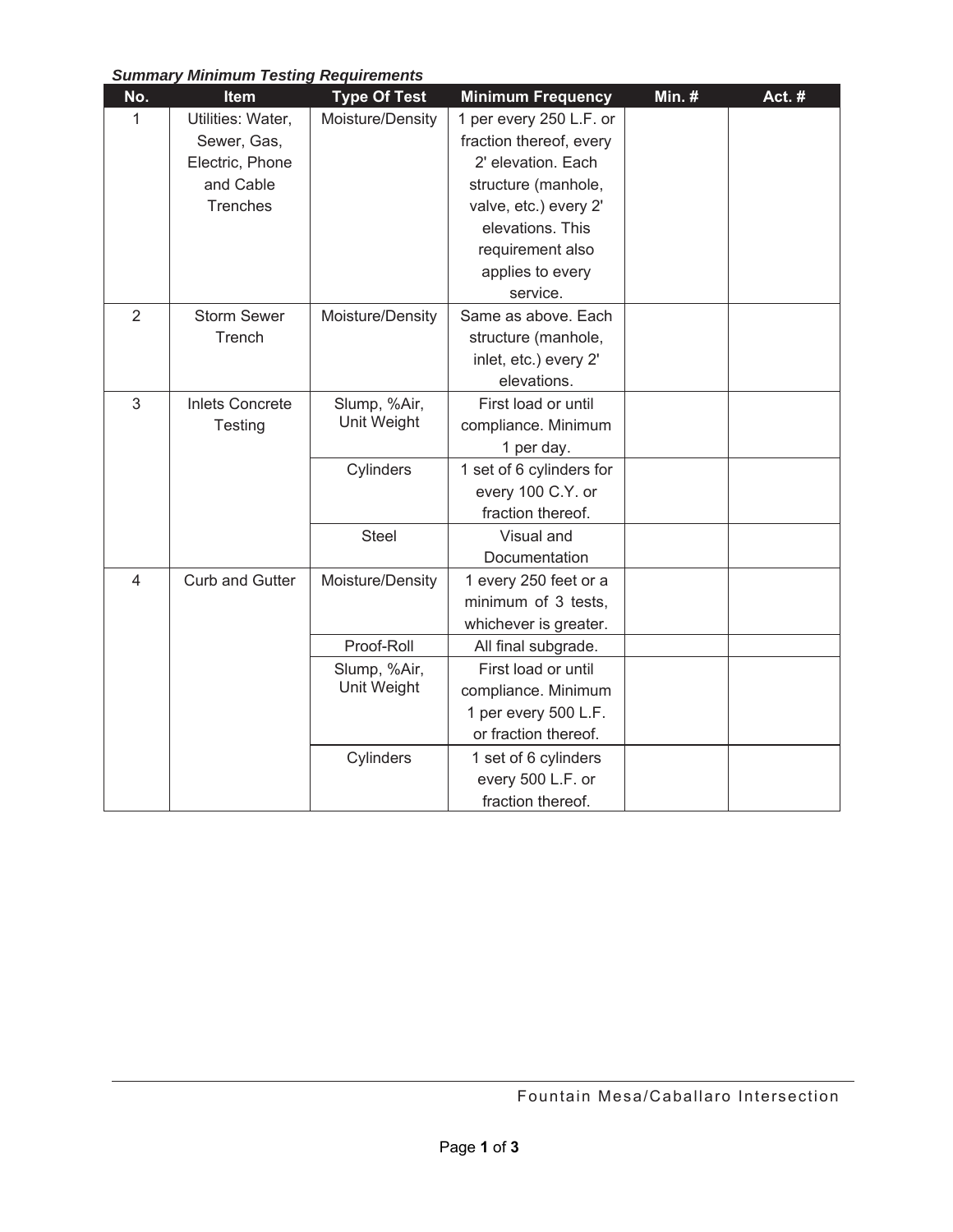***Summary Minimum Testing Requirements***

| No. | Item | Type Of Test | Minimum Frequency | Min. # | Act. # |
|---|---|---|---|---|---|
| 1 | Utilities: Water, Sewer, Gas, Electric, Phone and Cable Trenches | Moisture/Density | 1 per every 250 L.F. or fraction thereof, every 2' elevation. Each structure (manhole, valve, etc.) every 2' elevations. This requirement also applies to every service. | | |
| 2 | Storm Sewer Trench | Moisture/Density | Same as above. Each structure (manhole, inlet, etc.) every 2' elevations. | | |
| 3 | Inlets Concrete Testing | Slump, %Air, Unit Weight | First load or until compliance. Minimum 1 per day. | | |
| | | Cylinders | 1 set of 6 cylinders for every 100 C.Y. or fraction thereof. | | |
| | | Steel | Visual and Documentation | | |
| 4 | Curb and Gutter | Moisture/Density | 1 every 250 feet or a minimum of 3 tests, whichever is greater. | | |
| | | Proof-Roll | All final subgrade. | | |
| | | Slump, %Air, Unit Weight | First load or until compliance. Minimum 1 per every 500 L.F. or fraction thereof. | | |
| | | Cylinders | 1 set of 6 cylinders every 500 L.F. or fraction thereof. | | |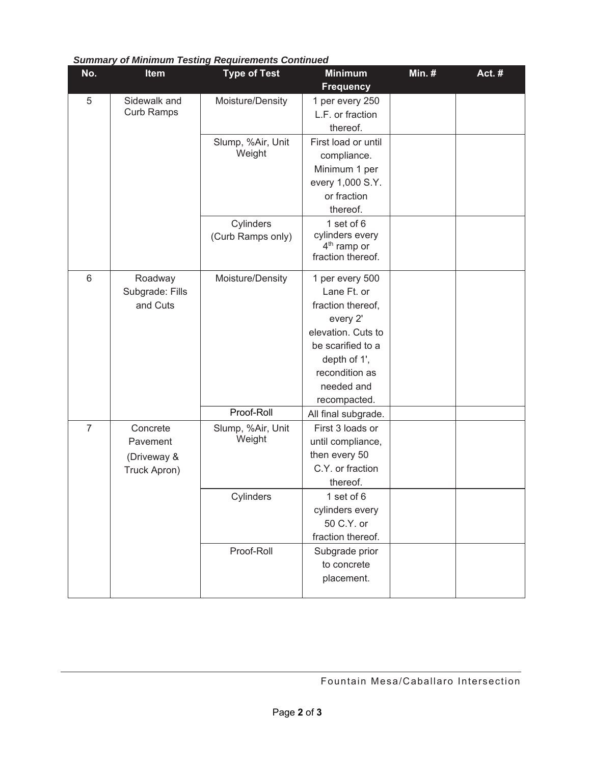*Summary of Minimum Testing Requirements Continued*

| No. | Item | Type of Test | Minimum Frequency | Min. # | Act. # |
|---|---|---|---|---|---|
| 5 | Sidewalk and Curb Ramps | Moisture/Density | 1 per every 250 L.F. or fraction thereof. | | |
| | | Slump, %Air, Unit Weight | First load or until compliance. Minimum 1 per every 1,000 S.Y. or fraction thereof. | | |
| | | Cylinders (Curb Ramps only) | 1 set of 6 cylinders every 4th ramp or fraction thereof. | | |
| 6 | Roadway Subgrade: Fills and Cuts | Moisture/Density | 1 per every 500 Lane Ft. or fraction thereof, every 2' elevation. Cuts to be scarified to a depth of 1', recondition as needed and recompacted. | | |
| | | Proof-Roll | All final subgrade. | | |
| 7 | Concrete Pavement (Driveway & Truck Apron) | Slump, %Air, Unit Weight | First 3 loads or until compliance, then every 50 C.Y. or fraction thereof. | | |
| | | Cylinders | 1 set of 6 cylinders every 50 C.Y. or fraction thereof. | | |
| | | Proof-Roll | Subgrade prior to concrete placement. | | |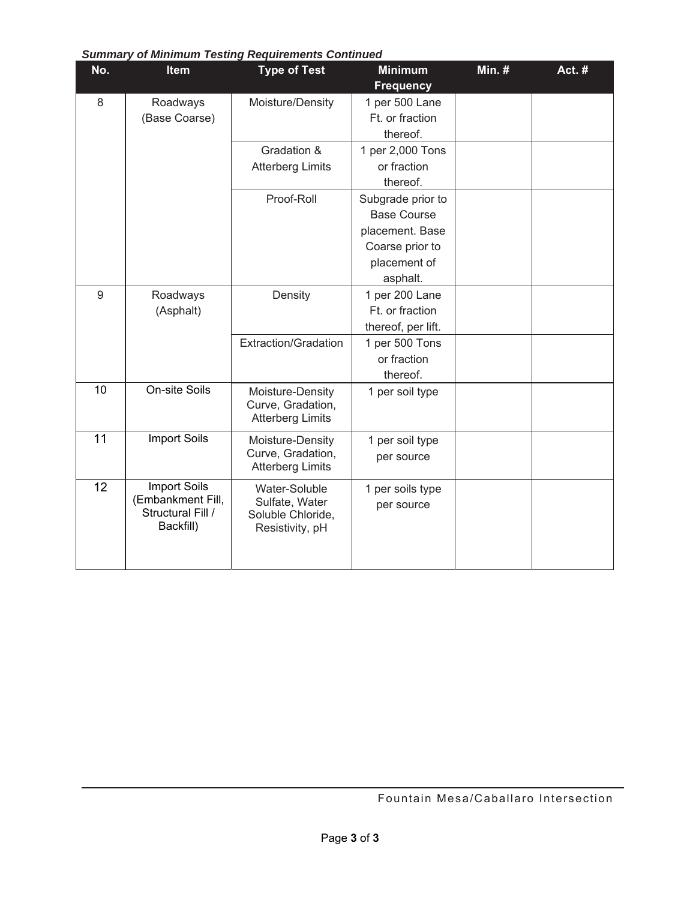***Summary of Minimum Testing Requirements Continued***

| No. | Item | Type of Test | Minimum Frequency | Min. # | Act. # |
|---|---|---|---|---|---|
| 8 | Roadways (Base Coarse) | Moisture/Density | 1 per 500 Lane Ft. or fraction thereof. | | |
| | | Gradation & Atterberg Limits | 1 per 2,000 Tons or fraction thereof. | | |
| | | Proof-Roll | Subgrade prior to Base Course placement. Base Coarse prior to placement of asphalt. | | |
| 9 | Roadways (Asphalt) | Density | 1 per 200 Lane Ft. or fraction thereof, per lift. | | |
| | | Extraction/Gradation | 1 per 500 Tons or fraction thereof. | | |
| 10 | On-site Soils | Moisture-Density Curve, Gradation, Atterberg Limits | 1 per soil type | | |
| 11 | Import Soils | Moisture-Density Curve, Gradation, Atterberg Limits | 1 per soil type per source | | |
| 12 | Import Soils (Embankment Fill, Structural Fill / Backfill) | Water-Soluble Sulfate, Water Soluble Chloride, Resistivity, pH | 1 per soils type per source | | |